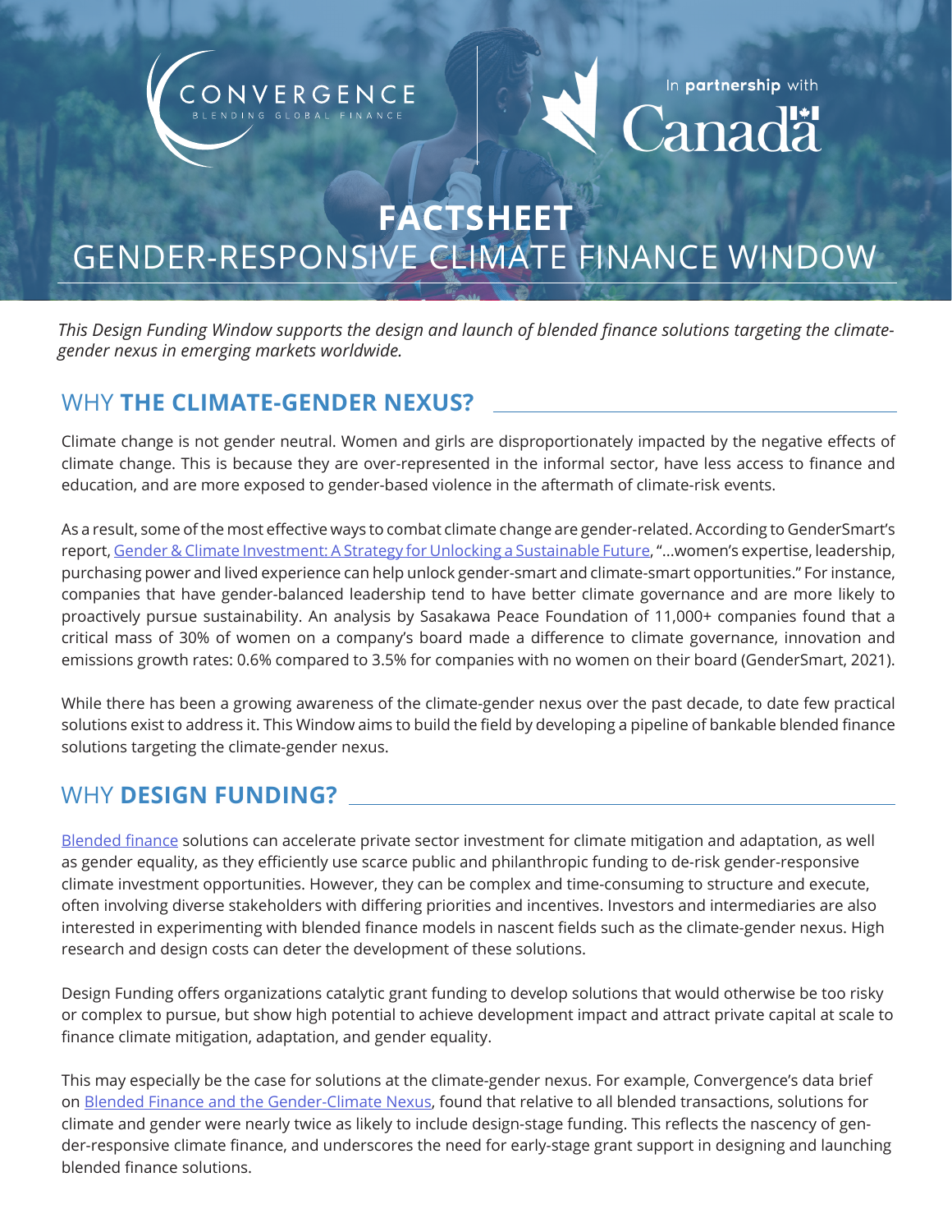CONVERGENCE
BLENDING GLOBAL FINANCE

In **partnership** with Canada

# FACTSHEET
# GENDER-RESPONSIVE CLIMATE FINANCE WINDOW

*This Design Funding Window supports the design and launch of blended finance solutions targeting the climate-gender nexus in emerging markets worldwide.*

## WHY **THE CLIMATE-GENDER NEXUS?**

Climate change is not gender neutral. Women and girls are disproportionately impacted by the negative effects of climate change. This is because they are over-represented in the informal sector, have less access to finance and education, and are more exposed to gender-based violence in the aftermath of climate-risk events.

As a result, some of the most effective ways to combat climate change are gender-related. According to GenderSmart's report, Gender & Climate Investment: A Strategy for Unlocking a Sustainable Future, "...women's expertise, leadership, purchasing power and lived experience can help unlock gender-smart and climate-smart opportunities." For instance, companies that have gender-balanced leadership tend to have better climate governance and are more likely to proactively pursue sustainability. An analysis by Sasakawa Peace Foundation of 11,000+ companies found that a critical mass of 30% of women on a company's board made a difference to climate governance, innovation and emissions growth rates: 0.6% compared to 3.5% for companies with no women on their board (GenderSmart, 2021).

While there has been a growing awareness of the climate-gender nexus over the past decade, to date few practical solutions exist to address it. This Window aims to build the field by developing a pipeline of bankable blended finance solutions targeting the climate-gender nexus.

## WHY **DESIGN FUNDING?**

Blended finance solutions can accelerate private sector investment for climate mitigation and adaptation, as well as gender equality, as they efficiently use scarce public and philanthropic funding to de-risk gender-responsive climate investment opportunities. However, they can be complex and time-consuming to structure and execute, often involving diverse stakeholders with differing priorities and incentives. Investors and intermediaries are also interested in experimenting with blended finance models in nascent fields such as the climate-gender nexus. High research and design costs can deter the development of these solutions.

Design Funding offers organizations catalytic grant funding to develop solutions that would otherwise be too risky or complex to pursue, but show high potential to achieve development impact and attract private capital at scale to finance climate mitigation, adaptation, and gender equality.

This may especially be the case for solutions at the climate-gender nexus. For example, Convergence's data brief on Blended Finance and the Gender-Climate Nexus, found that relative to all blended transactions, solutions for climate and gender were nearly twice as likely to include design-stage funding. This reflects the nascency of gender-responsive climate finance, and underscores the need for early-stage grant support in designing and launching blended finance solutions.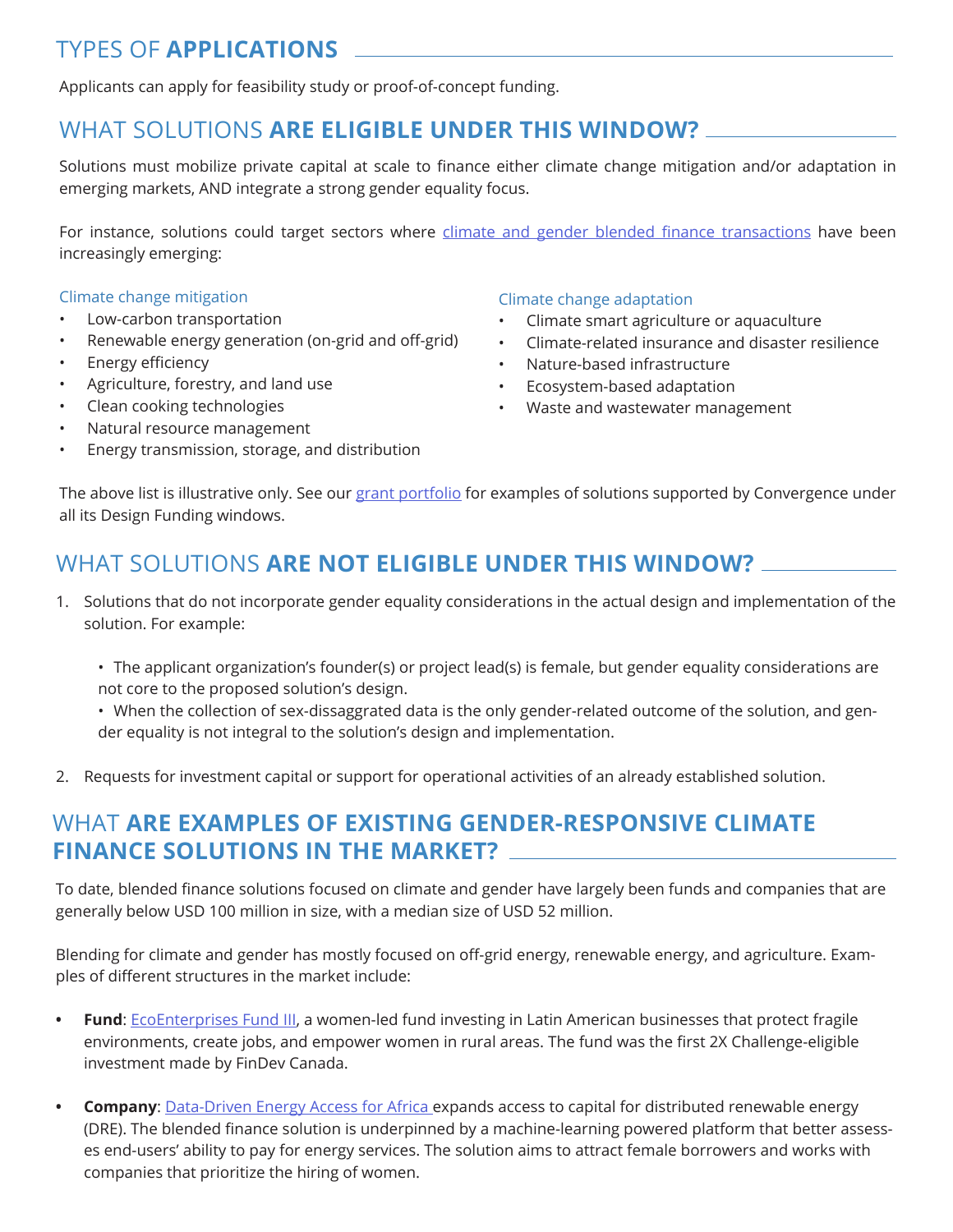## TYPES OF **APPLICATIONS**

Applicants can apply for feasibility study or proof-of-concept funding.

## WHAT SOLUTIONS **ARE ELIGIBLE UNDER THIS WINDOW?**

Solutions must mobilize private capital at scale to finance either climate change mitigation and/or adaptation in emerging markets, AND integrate a strong gender equality focus.

For instance, solutions could target sectors where climate and gender blended finance transactions have been increasingly emerging:

### Climate change mitigation

- Low-carbon transportation
- Renewable energy generation (on-grid and off-grid)
- Energy efficiency
- Agriculture, forestry, and land use
- Clean cooking technologies
- Natural resource management
- Energy transmission, storage, and distribution

### Climate change adaptation

- Climate smart agriculture or aquaculture
- Climate-related insurance and disaster resilience
- Nature-based infrastructure
- Ecosystem-based adaptation
- Waste and wastewater management

The above list is illustrative only. See our grant portfolio for examples of solutions supported by Convergence under all its Design Funding windows.

## WHAT SOLUTIONS **ARE NOT ELIGIBLE UNDER THIS WINDOW?**

1. Solutions that do not incorporate gender equality considerations in the actual design and implementation of the solution. For example:

    - The applicant organization's founder(s) or project lead(s) is female, but gender equality considerations are not core to the proposed solution's design.
    - When the collection of sex-dissaggrated data is the only gender-related outcome of the solution, and gender equality is not integral to the solution's design and implementation.

2. Requests for investment capital or support for operational activities of an already established solution.

## WHAT **ARE EXAMPLES OF EXISTING GENDER-RESPONSIVE CLIMATE FINANCE SOLUTIONS IN THE MARKET?**

To date, blended finance solutions focused on climate and gender have largely been funds and companies that are generally below USD 100 million in size, with a median size of USD 52 million.

Blending for climate and gender has mostly focused on off-grid energy, renewable energy, and agriculture. Examples of different structures in the market include:

- **Fund**: EcoEnterprises Fund III, a women-led fund investing in Latin American businesses that protect fragile environments, create jobs, and empower women in rural areas. The fund was the first 2X Challenge-eligible investment made by FinDev Canada.
- **Company**: Data-Driven Energy Access for Africa expands access to capital for distributed renewable energy (DRE). The blended finance solution is underpinned by a machine-learning powered platform that better assesses end-users' ability to pay for energy services. The solution aims to attract female borrowers and works with companies that prioritize the hiring of women.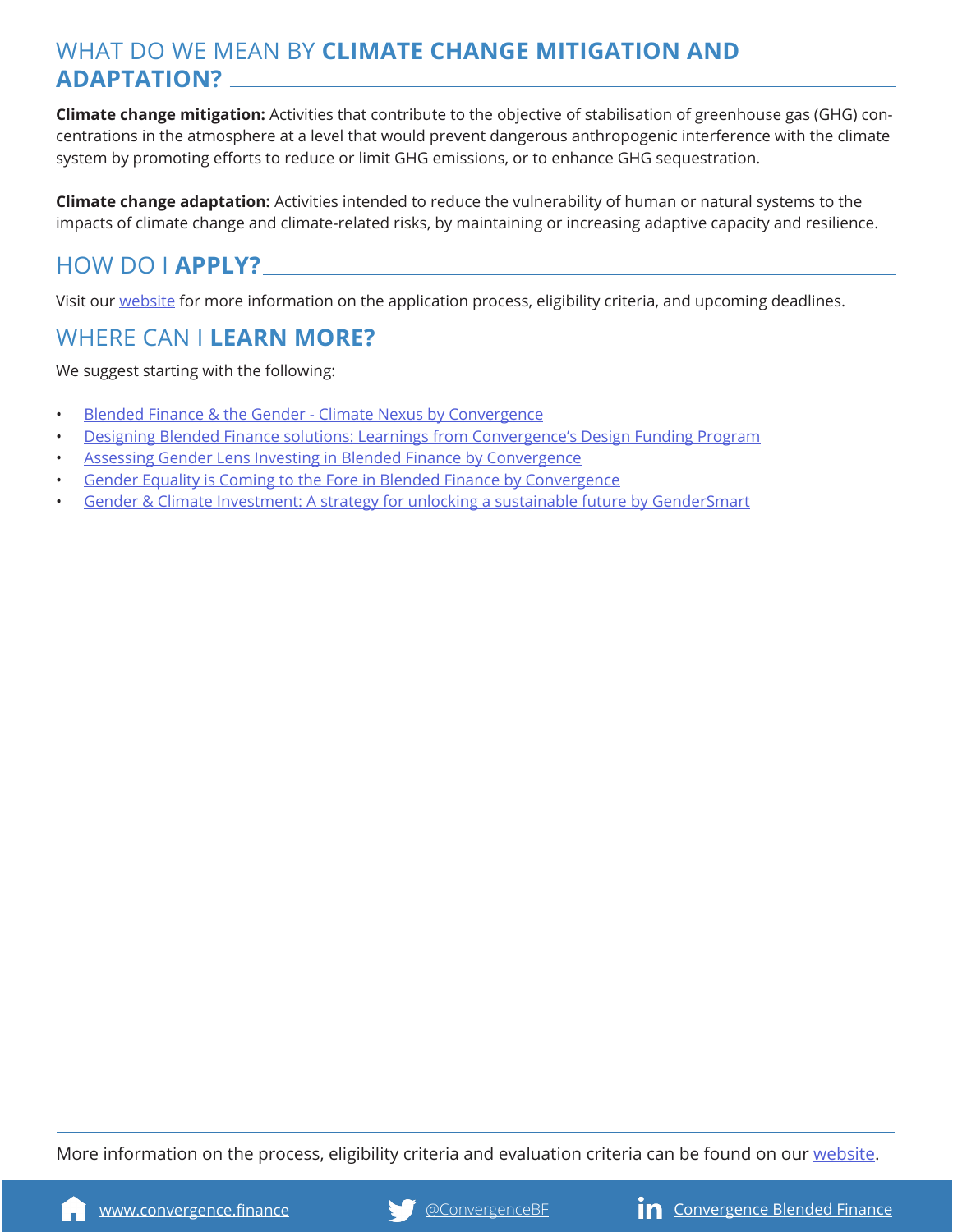## WHAT DO WE MEAN BY **CLIMATE CHANGE MITIGATION AND ADAPTATION?**

**Climate change mitigation:** Activities that contribute to the objective of stabilisation of greenhouse gas (GHG) concentrations in the atmosphere at a level that would prevent dangerous anthropogenic interference with the climate system by promoting efforts to reduce or limit GHG emissions, or to enhance GHG sequestration.

**Climate change adaptation:** Activities intended to reduce the vulnerability of human or natural systems to the impacts of climate change and climate-related risks, by maintaining or increasing adaptive capacity and resilience.

## HOW DO I **APPLY?**

Visit our website for more information on the application process, eligibility criteria, and upcoming deadlines.

## WHERE CAN I **LEARN MORE?**

We suggest starting with the following:

- Blended Finance & the Gender - Climate Nexus by Convergence
- Designing Blended Finance solutions: Learnings from Convergence's Design Funding Program
- Assessing Gender Lens Investing in Blended Finance by Convergence
- Gender Equality is Coming to the Fore in Blended Finance by Convergence
- Gender & Climate Investment: A strategy for unlocking a sustainable future by GenderSmart

More information on the process, eligibility criteria and evaluation criteria can be found on our website.

www.convergence.finance @ConvergenceBF Convergence Blended Finance